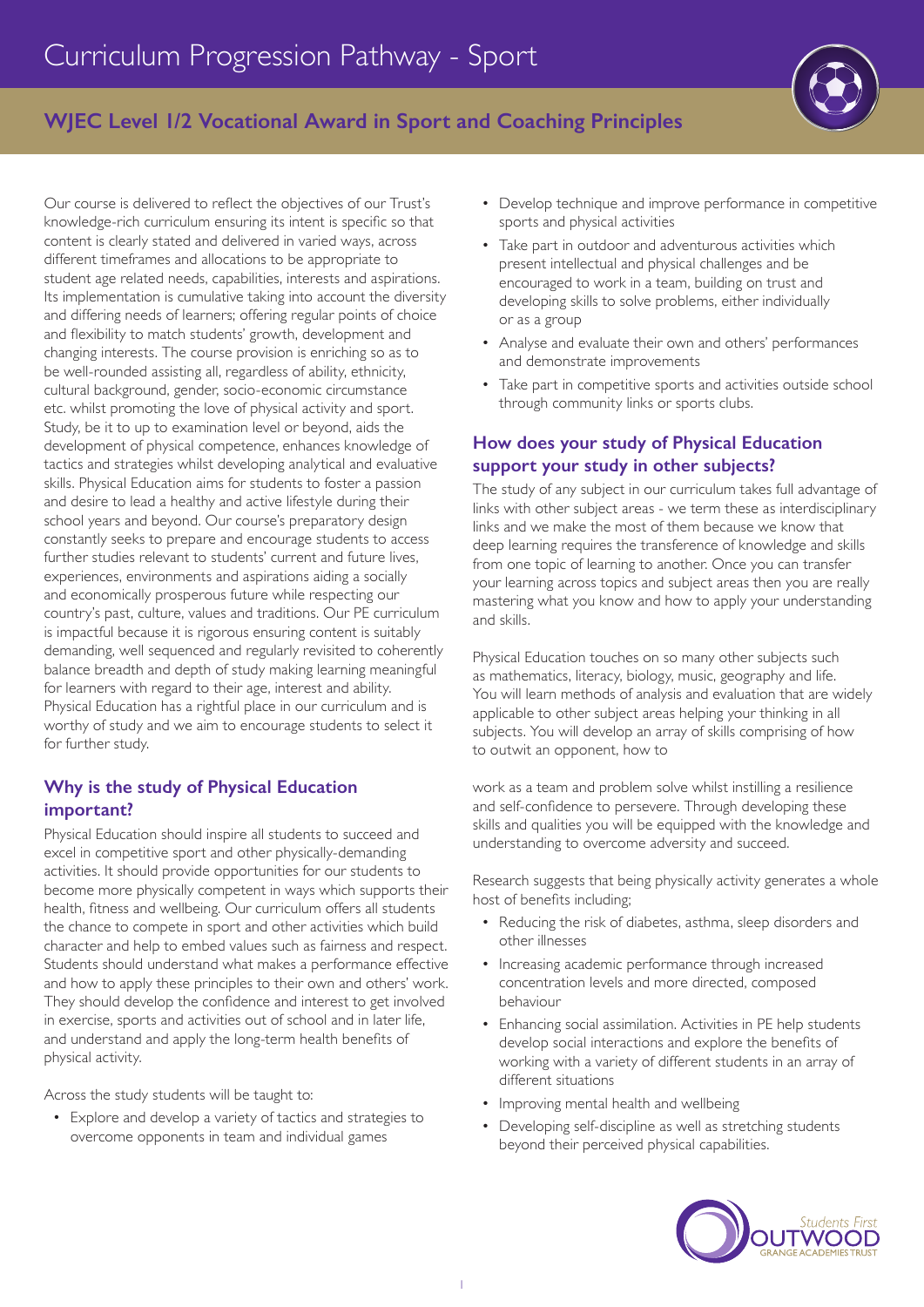# Curriculum Progression Pathway - Sport

## WJEC Level 1/2 Vocational Award in Sport and Coaching Principles

Our course is delivered to reflect the objectives of our Trust's knowledge-rich curriculum ensuring its intent is specific so that content is clearly stated and delivered in varied ways, across different timeframes and allocations to be appropriate to student age related needs, capabilities, interests and aspirations. Its implementation is cumulative taking into account the diversity and differing needs of learners; offering regular points of choice and flexibility to match students' growth, development and changing interests. The course provision is enriching so as to be well-rounded assisting all, regardless of ability, ethnicity, cultural background, gender, socio-economic circumstance etc. whilst promoting the love of physical activity and sport. Study, be it to up to examination level or beyond, aids the development of physical competence, enhances knowledge of tactics and strategies whilst developing analytical and evaluative skills. Physical Education aims for students to foster a passion and desire to lead a healthy and active lifestyle during their school years and beyond. Our course's preparatory design constantly seeks to prepare and encourage students to access further studies relevant to students' current and future lives, experiences, environments and aspirations aiding a socially and economically prosperous future while respecting our country's past, culture, values and traditions. Our PE curriculum is impactful because it is rigorous ensuring content is suitably demanding, well sequenced and regularly revisited to coherently balance breadth and depth of study making learning meaningful for learners with regard to their age, interest and ability. Physical Education has a rightful place in our curriculum and is worthy of study and we aim to encourage students to select it for further study.

### Why is the study of Physical Education important?

Physical Education should inspire all students to succeed and excel in competitive sport and other physically-demanding activities. It should provide opportunities for our students to become more physically competent in ways which supports their health, fitness and wellbeing. Our curriculum offers all students the chance to compete in sport and other activities which build character and help to embed values such as fairness and respect. Students should understand what makes a performance effective and how to apply these principles to their own and others' work. They should develop the confidence and interest to get involved in exercise, sports and activities out of school and in later life, and understand and apply the long-term health benefits of physical activity.

Across the study students will be taught to:

- Explore and develop a variety of tactics and strategies to overcome opponents in team and individual games
- Develop technique and improve performance in competitive sports and physical activities
- Take part in outdoor and adventurous activities which present intellectual and physical challenges and be encouraged to work in a team, building on trust and developing skills to solve problems, either individually or as a group
- Analyse and evaluate their own and others' performances and demonstrate improvements
- Take part in competitive sports and activities outside school through community links or sports clubs.

### How does your study of Physical Education support your study in other subjects?

The study of any subject in our curriculum takes full advantage of links with other subject areas - we term these as interdisciplinary links and we make the most of them because we know that deep learning requires the transference of knowledge and skills from one topic of learning to another. Once you can transfer your learning across topics and subject areas then you are really mastering what you know and how to apply your understanding and skills.

Physical Education touches on so many other subjects such as mathematics, literacy, biology, music, geography and life. You will learn methods of analysis and evaluation that are widely applicable to other subject areas helping your thinking in all subjects. You will develop an array of skills comprising of how to outwit an opponent, how to work as a team and problem solve whilst instilling a resilience and self-confidence to persevere. Through developing these skills and qualities you will be equipped with the knowledge and understanding to overcome adversity and succeed.

Research suggests that being physically activity generates a whole host of benefits including;

- Reducing the risk of diabetes, asthma, sleep disorders and other illnesses
- Increasing academic performance through increased concentration levels and more directed, composed behaviour
- Enhancing social assimilation. Activities in PE help students develop social interactions and explore the benefits of working with a variety of different students in an array of different situations
- Improving mental health and wellbeing
- Developing self-discipline as well as stretching students beyond their perceived physical capabilities.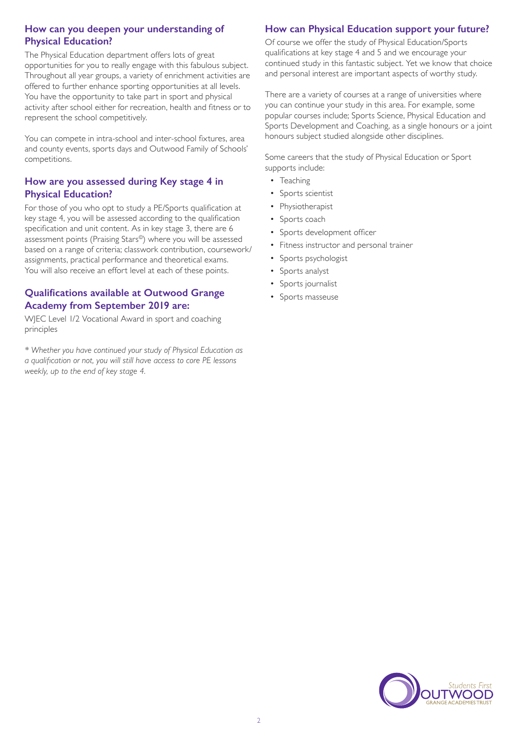## How can you deepen your understanding of Physical Education?

The Physical Education department offers lots of great opportunities for you to really engage with this fabulous subject. Throughout all year groups, a variety of enrichment activities are offered to further enhance sporting opportunities at all levels. You have the opportunity to take part in sport and physical activity after school either for recreation, health and fitness or to represent the school competitively.

You can compete in intra-school and inter-school fixtures, area and county events, sports days and Outwood Family of Schools' competitions.

## How are you assessed during Key stage 4 in Physical Education?

For those of you who opt to study a PE/Sports qualification at key stage 4, you will be assessed according to the qualification specification and unit content. As in key stage 3, there are 6 assessment points (Praising Stars©) where you will be assessed based on a range of criteria; classwork contribution, coursework/assignments, practical performance and theoretical exams. You will also receive an effort level at each of these points.

## Qualifications available at Outwood Grange Academy from September 2019 are:

WJEC Level 1/2 Vocational Award in sport and coaching principles

*\* Whether you have continued your study of Physical Education as a qualification or not, you will still have access to core PE lessons weekly, up to the end of key stage 4.*

## How can Physical Education support your future?

Of course we offer the study of Physical Education/Sports qualifications at key stage 4 and 5 and we encourage your continued study in this fantastic subject. Yet we know that choice and personal interest are important aspects of worthy study.

There are a variety of courses at a range of universities where you can continue your study in this area. For example, some popular courses include; Sports Science, Physical Education and Sports Development and Coaching, as a single honours or a joint honours subject studied alongside other disciplines.

Some careers that the study of Physical Education or Sport supports include:

- Teaching
- Sports scientist
- Physiotherapist
- Sports coach
- Sports development officer
- Fitness instructor and personal trainer
- Sports psychologist
- Sports analyst
- Sports journalist
- Sports masseuse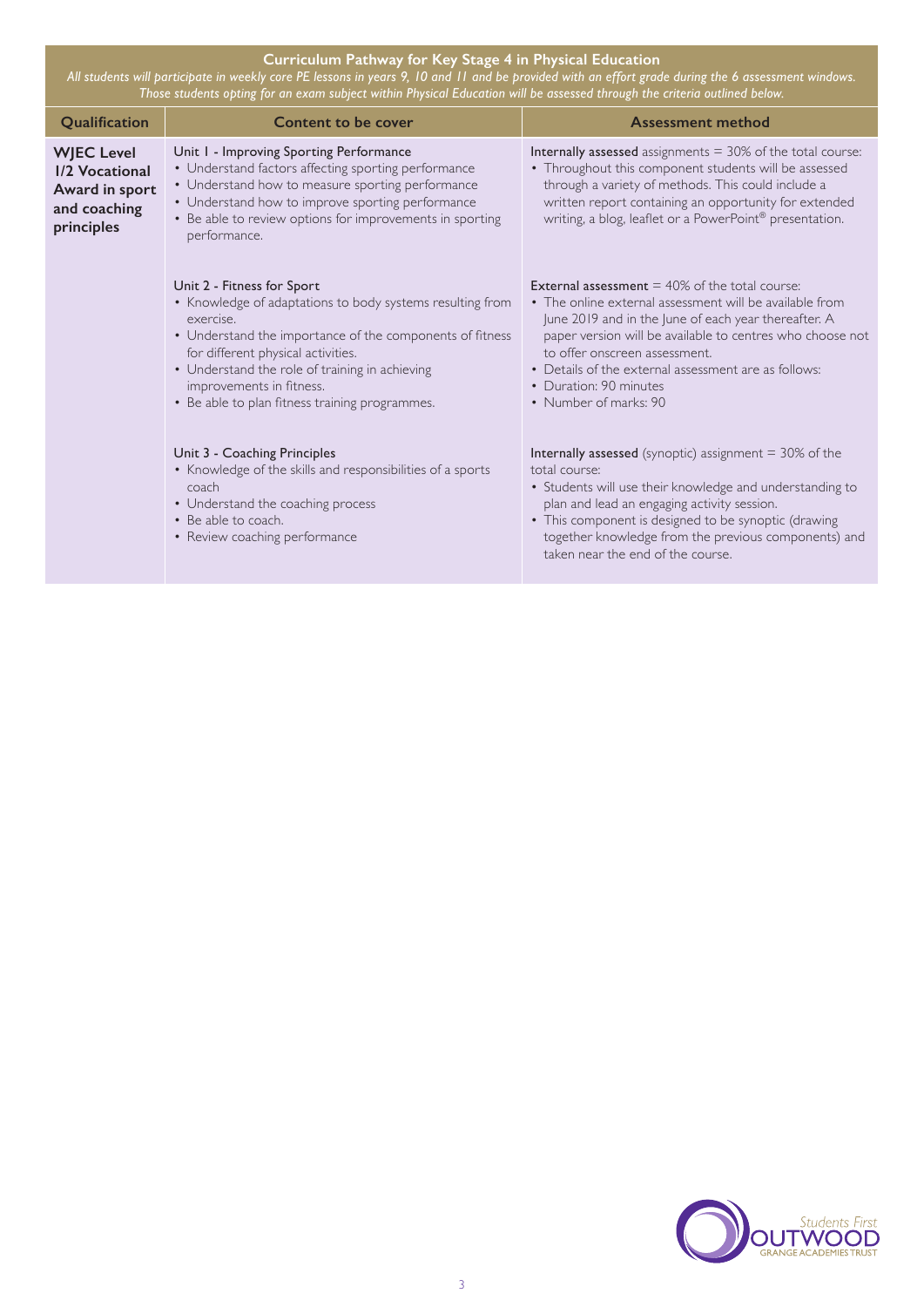## Curriculum Pathway for Key Stage 4 in Physical Education

*All students will participate in weekly core PE lessons in years 9, 10 and 11 and be provided with an effort grade during the 6 assessment windows. Those students opting for an exam subject within Physical Education will be assessed through the criteria outlined below.*

| Qualification | Content to be cover | Assessment method |
|---|---|---|
| **WJEC Level 1/2 Vocational Award in sport and coaching principles** | Unit 1 - Improving Sporting Performance<br>• Understand factors affecting sporting performance<br>• Understand how to measure sporting performance<br>• Understand how to improve sporting performance<br>• Be able to review options for improvements in sporting performance. | **Internally assessed** assignments = 30% of the total course:<br>• Throughout this component students will be assessed through a variety of methods. This could include a written report containing an opportunity for extended writing, a blog, leaflet or a PowerPoint® presentation. |
| | Unit 2 - Fitness for Sport<br>• Knowledge of adaptations to body systems resulting from exercise.<br>• Understand the importance of the components of fitness for different physical activities.<br>• Understand the role of training in achieving improvements in fitness.<br>• Be able to plan fitness training programmes. | **External assessment** = 40% of the total course:<br>• The online external assessment will be available from June 2019 and in the June of each year thereafter. A paper version will be available to centres who choose not to offer onscreen assessment.<br>• Details of the external assessment are as follows:<br>• Duration: 90 minutes<br>• Number of marks: 90 |
| | Unit 3 - Coaching Principles<br>• Knowledge of the skills and responsibilities of a sports coach<br>• Understand the coaching process<br>• Be able to coach.<br>• Review coaching performance | **Internally assessed** (synoptic) assignment = 30% of the total course:<br>• Students will use their knowledge and understanding to plan and lead an engaging activity session.<br>• This component is designed to be synoptic (drawing together knowledge from the previous components) and taken near the end of the course. |

Students First
OUTWOOD
GRANGE ACADEMIES TRUST